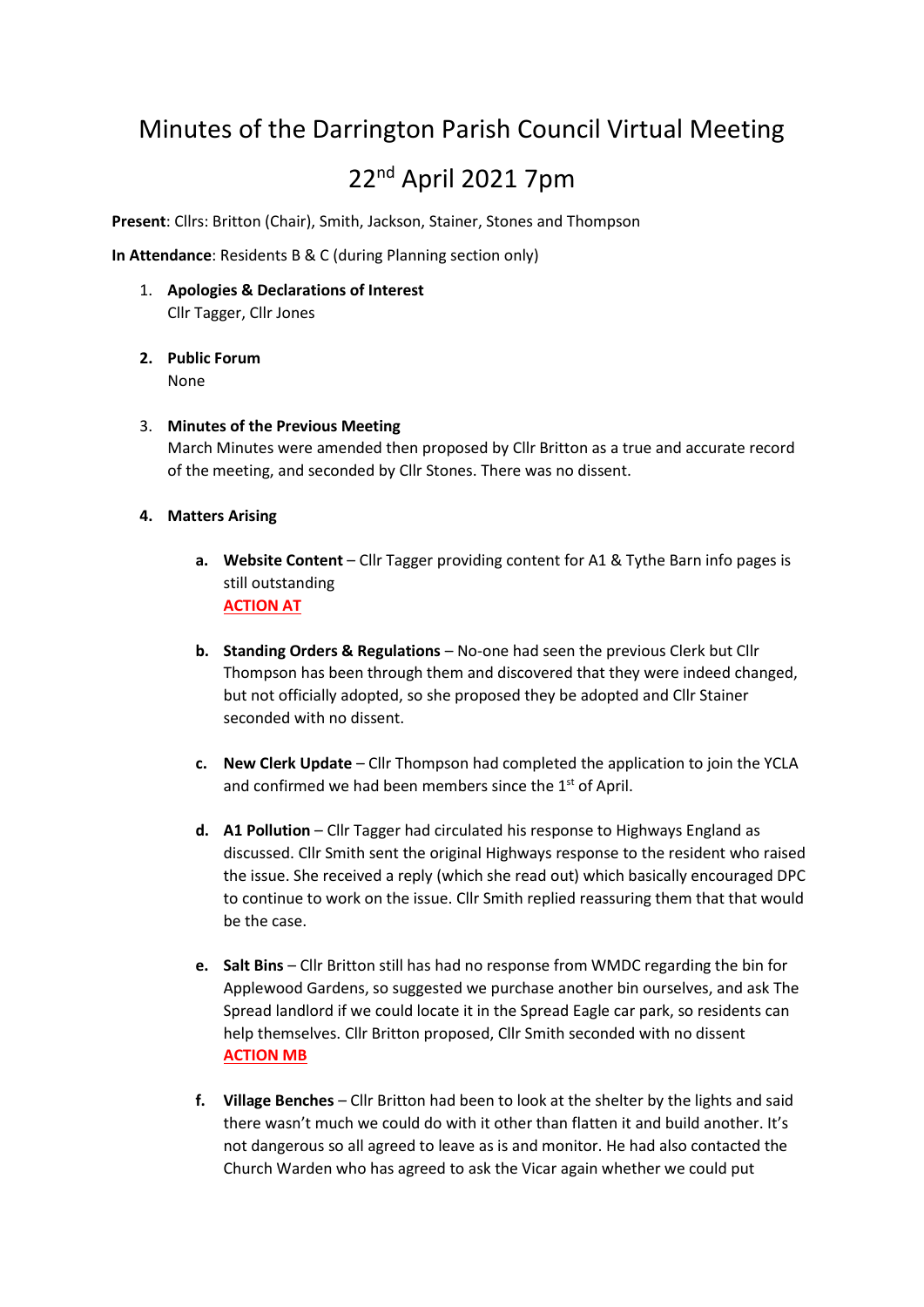# Minutes of the Darrington Parish Council Virtual Meeting

# 22nd April 2021 7pm

**Present**: Cllrs: Britton (Chair), Smith, Jackson, Stainer, Stones and Thompson

**In Attendance**: Residents B & C (during Planning section only)

1. **Apologies & Declarations of Interest**
   Cllr Tagger, Cllr Jones

2. **Public Forum**
   None

3. **Minutes of the Previous Meeting**
   March Minutes were amended then proposed by Cllr Britton as a true and accurate record of the meeting, and seconded by Cllr Stones. There was no dissent.

4. **Matters Arising**

   a. **Website Content** – Cllr Tagger providing content for A1 & Tythe Barn info pages is still outstanding
   **ACTION AT**

   b. **Standing Orders & Regulations** – No-one had seen the previous Clerk but Cllr Thompson has been through them and discovered that they were indeed changed, but not officially adopted, so she proposed they be adopted and Cllr Stainer seconded with no dissent.

   c. **New Clerk Update** – Cllr Thompson had completed the application to join the YCLA and confirmed we had been members since the 1st of April.

   d. **A1 Pollution** – Cllr Tagger had circulated his response to Highways England as discussed. Cllr Smith sent the original Highways response to the resident who raised the issue. She received a reply (which she read out) which basically encouraged DPC to continue to work on the issue. Cllr Smith replied reassuring them that that would be the case.

   e. **Salt Bins** – Cllr Britton still has had no response from WMDC regarding the bin for Applewood Gardens, so suggested we purchase another bin ourselves, and ask The Spread landlord if we could locate it in the Spread Eagle car park, so residents can help themselves. Cllr Britton proposed, Cllr Smith seconded with no dissent
   **ACTION MB**

   f. **Village Benches** – Cllr Britton had been to look at the shelter by the lights and said there wasn't much we could do with it other than flatten it and build another. It's not dangerous so all agreed to leave as is and monitor. He had also contacted the Church Warden who has agreed to ask the Vicar again whether we could put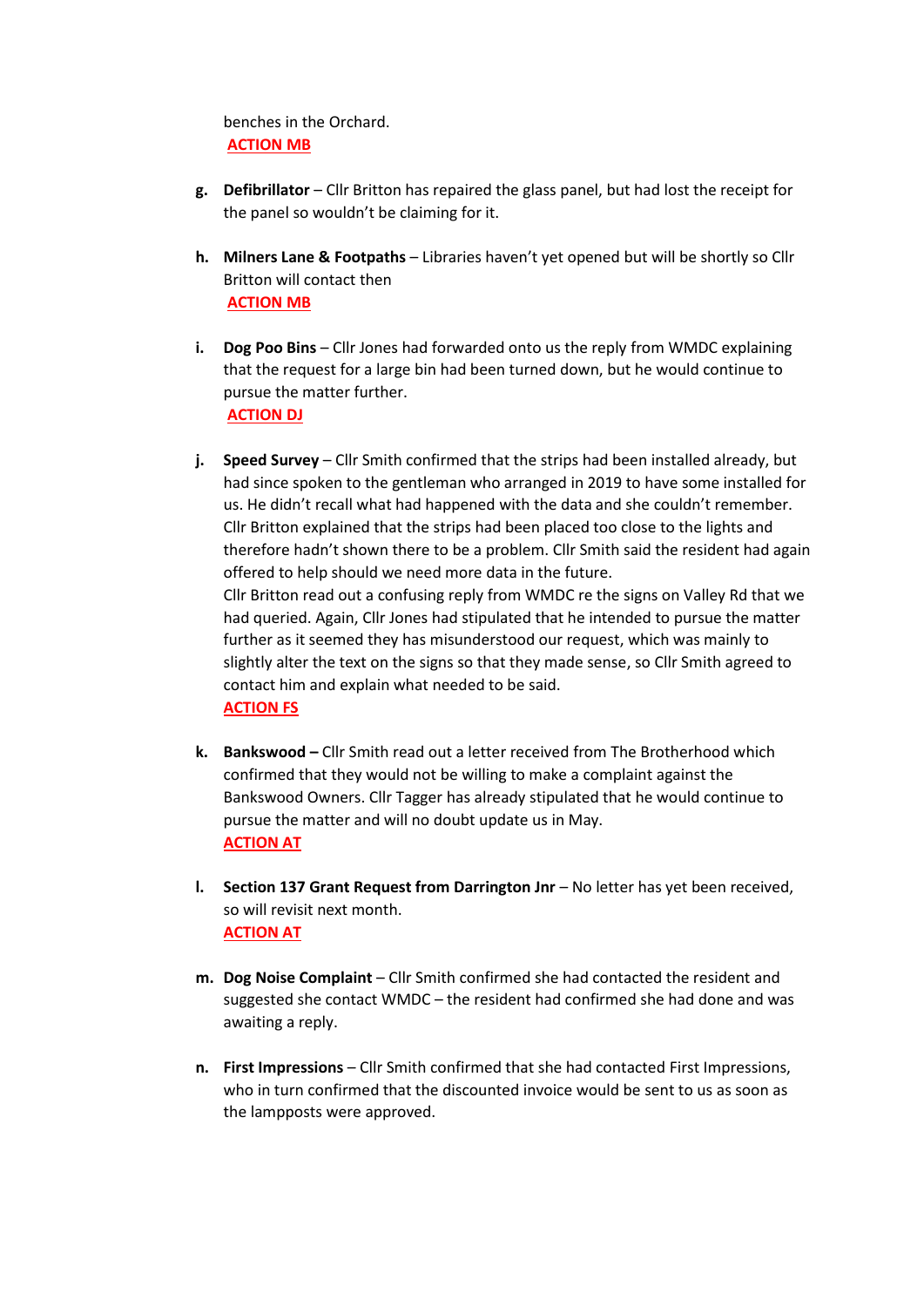benches in the Orchard.
**ACTION MB**

g. **Defibrillator** – Cllr Britton has repaired the glass panel, but had lost the receipt for the panel so wouldn't be claiming for it.

h. **Milners Lane & Footpaths** – Libraries haven't yet opened but will be shortly so Cllr Britton will contact then
**ACTION MB**

i. **Dog Poo Bins** – Cllr Jones had forwarded onto us the reply from WMDC explaining that the request for a large bin had been turned down, but he would continue to pursue the matter further.
**ACTION DJ**

j. **Speed Survey** – Cllr Smith confirmed that the strips had been installed already, but had since spoken to the gentleman who arranged in 2019 to have some installed for us. He didn't recall what had happened with the data and she couldn't remember. Cllr Britton explained that the strips had been placed too close to the lights and therefore hadn't shown there to be a problem. Cllr Smith said the resident had again offered to help should we need more data in the future.
Cllr Britton read out a confusing reply from WMDC re the signs on Valley Rd that we had queried. Again, Cllr Jones had stipulated that he intended to pursue the matter further as it seemed they has misunderstood our request, which was mainly to slightly alter the text on the signs so that they made sense, so Cllr Smith agreed to contact him and explain what needed to be said.
**ACTION FS**

k. **Bankswood –** Cllr Smith read out a letter received from The Brotherhood which confirmed that they would not be willing to make a complaint against the Bankswood Owners. Cllr Tagger has already stipulated that he would continue to pursue the matter and will no doubt update us in May.
**ACTION AT**

l. **Section 137 Grant Request from Darrington Jnr** – No letter has yet been received, so will revisit next month.
**ACTION AT**

m. **Dog Noise Complaint** – Cllr Smith confirmed she had contacted the resident and suggested she contact WMDC – the resident had confirmed she had done and was awaiting a reply.

n. **First Impressions** – Cllr Smith confirmed that she had contacted First Impressions, who in turn confirmed that the discounted invoice would be sent to us as soon as the lampposts were approved.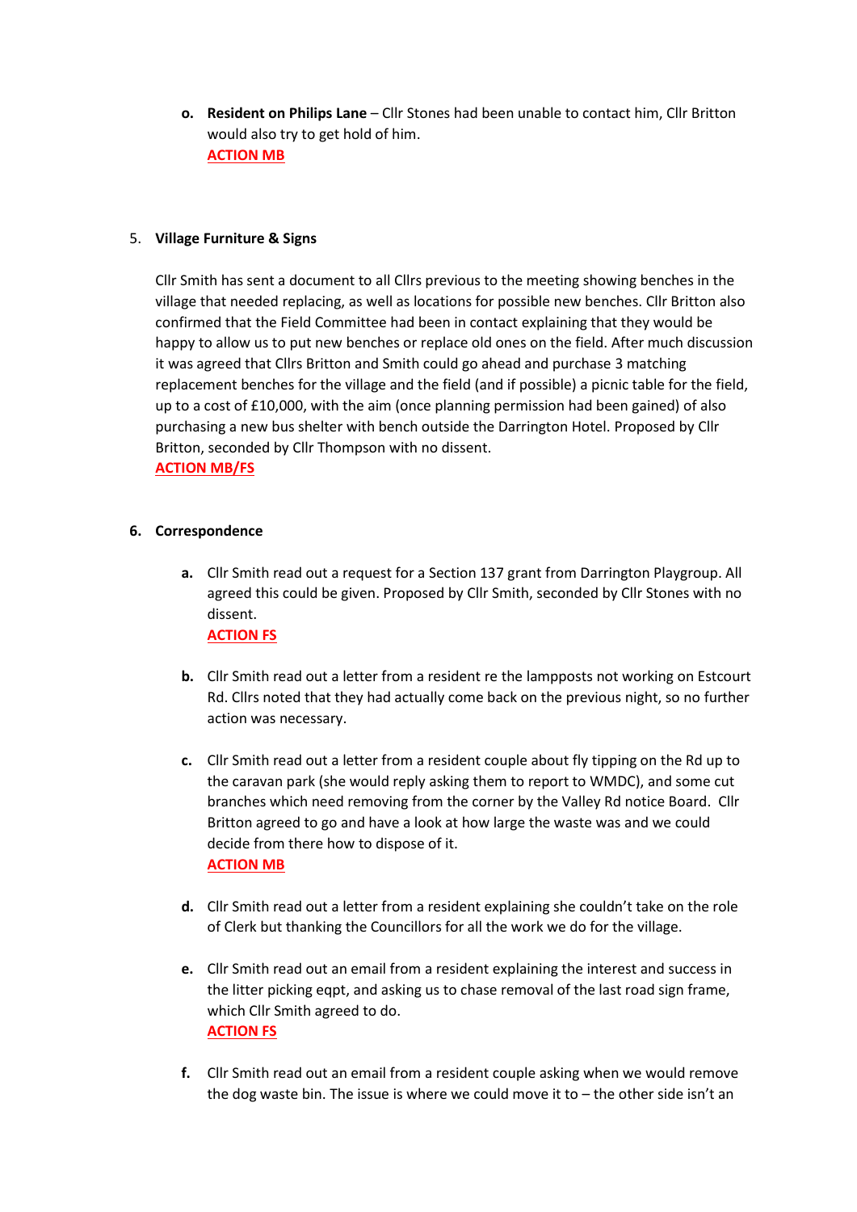o. **Resident on Philips Lane** – Cllr Stones had been unable to contact him, Cllr Britton would also try to get hold of him.
**ACTION MB**

5. **Village Furniture & Signs**

Cllr Smith has sent a document to all Cllrs previous to the meeting showing benches in the village that needed replacing, as well as locations for possible new benches. Cllr Britton also confirmed that the Field Committee had been in contact explaining that they would be happy to allow us to put new benches or replace old ones on the field. After much discussion it was agreed that Cllrs Britton and Smith could go ahead and purchase 3 matching replacement benches for the village and the field (and if possible) a picnic table for the field, up to a cost of £10,000, with the aim (once planning permission had been gained) of also purchasing a new bus shelter with bench outside the Darrington Hotel. Proposed by Cllr Britton, seconded by Cllr Thompson with no dissent.
**ACTION MB/FS**

6. **Correspondence**

a. Cllr Smith read out a request for a Section 137 grant from Darrington Playgroup. All agreed this could be given. Proposed by Cllr Smith, seconded by Cllr Stones with no dissent.
**ACTION FS**

b. Cllr Smith read out a letter from a resident re the lampposts not working on Estcourt Rd. Cllrs noted that they had actually come back on the previous night, so no further action was necessary.

c. Cllr Smith read out a letter from a resident couple about fly tipping on the Rd up to the caravan park (she would reply asking them to report to WMDC), and some cut branches which need removing from the corner by the Valley Rd notice Board. Cllr Britton agreed to go and have a look at how large the waste was and we could decide from there how to dispose of it.
**ACTION MB**

d. Cllr Smith read out a letter from a resident explaining she couldn't take on the role of Clerk but thanking the Councillors for all the work we do for the village.

e. Cllr Smith read out an email from a resident explaining the interest and success in the litter picking eqpt, and asking us to chase removal of the last road sign frame, which Cllr Smith agreed to do.
**ACTION FS**

f. Cllr Smith read out an email from a resident couple asking when we would remove the dog waste bin. The issue is where we could move it to – the other side isn't an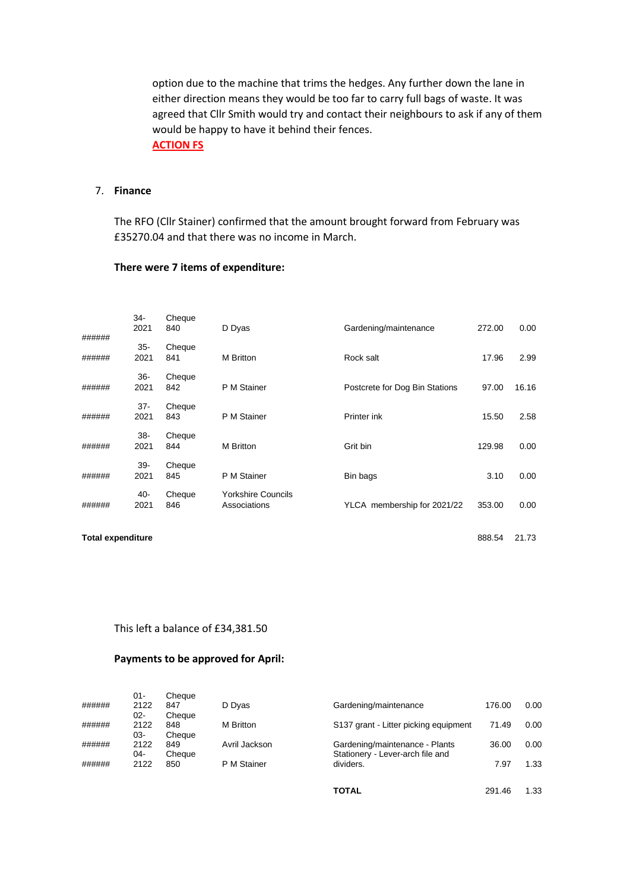option due to the machine that trims the hedges. Any further down the lane in either direction means they would be too far to carry full bags of waste. It was agreed that Cllr Smith would try and contact their neighbours to ask if any of them would be happy to have it behind their fences.

**ACTION FS**

7. **Finance**

The RFO (Cllr Stainer) confirmed that the amount brought forward from February was £35270.04 and that there was no income in March.

**There were 7 items of expenditure:**

| | | | | | | |
|---|---|---|---|---|---|---|
| ###### | 34-2021 | Cheque 840 | D Dyas | Gardening/maintenance | 272.00 | 0.00 |
| ###### | 35-2021 | Cheque 841 | M Britton | Rock salt | 17.96 | 2.99 |
| ###### | 36-2021 | Cheque 842 | P M Stainer | Postcrete for Dog Bin Stations | 97.00 | 16.16 |
| ###### | 37-2021 | Cheque 843 | P M Stainer | Printer ink | 15.50 | 2.58 |
| ###### | 38-2021 | Cheque 844 | M Britton | Grit bin | 129.98 | 0.00 |
| ###### | 39-2021 | Cheque 845 | P M Stainer | Bin bags | 3.10 | 0.00 |
| ###### | 40-2021 | Cheque 846 | Yorkshire Councils Associations | YLCA membership for 2021/22 | 353.00 | 0.00 |
| **Total expenditure** | | | | | 888.54 | 21.73 |

This left a balance of £34,381.50

**Payments to be approved for April:**

| | | | | | | |
|---|---|---|---|---|---|---|
| ###### | 01-2122 | Cheque 847 | D Dyas | Gardening/maintenance | 176.00 | 0.00 |
| ###### | 02-2122 | Cheque 848 | M Britton | S137 grant - Litter picking equipment | 71.49 | 0.00 |
| ###### | 03-2122 | Cheque 849 | Avril Jackson | Gardening/maintenance - Plants | 36.00 | 0.00 |
| ###### | 04-2122 | Cheque 850 | P M Stainer | Stationery - Lever-arch file and dividers. | 7.97 | 1.33 |
| | | | | **TOTAL** | 291.46 | 1.33 |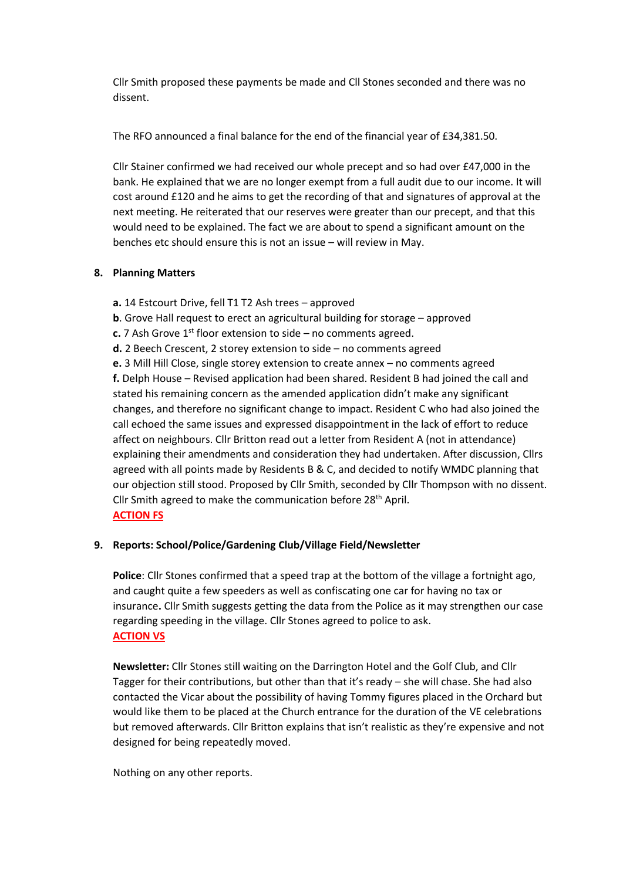Cllr Smith proposed these payments be made and Cll Stones seconded and there was no dissent.

The RFO announced a final balance for the end of the financial year of £34,381.50.

Cllr Stainer confirmed we had received our whole precept and so had over £47,000 in the bank. He explained that we are no longer exempt from a full audit due to our income. It will cost around £120 and he aims to get the recording of that and signatures of approval at the next meeting. He reiterated that our reserves were greater than our precept, and that this would need to be explained. The fact we are about to spend a significant amount on the benches etc should ensure this is not an issue – will review in May.

**8. Planning Matters**

**a.** 14 Estcourt Drive, fell T1 T2 Ash trees – approved
**b**. Grove Hall request to erect an agricultural building for storage – approved
**c.** 7 Ash Grove 1st floor extension to side – no comments agreed.
**d.** 2 Beech Crescent, 2 storey extension to side – no comments agreed
**e.** 3 Mill Hill Close, single storey extension to create annex – no comments agreed
**f.** Delph House – Revised application had been shared. Resident B had joined the call and stated his remaining concern as the amended application didn't make any significant changes, and therefore no significant change to impact. Resident C who had also joined the call echoed the same issues and expressed disappointment in the lack of effort to reduce affect on neighbours. Cllr Britton read out a letter from Resident A (not in attendance) explaining their amendments and consideration they had undertaken. After discussion, Cllrs agreed with all points made by Residents B & C, and decided to notify WMDC planning that our objection still stood. Proposed by Cllr Smith, seconded by Cllr Thompson with no dissent. Cllr Smith agreed to make the communication before 28th April.
**ACTION FS**

**9. Reports: School/Police/Gardening Club/Village Field/Newsletter**

**Police**: Cllr Stones confirmed that a speed trap at the bottom of the village a fortnight ago, and caught quite a few speeders as well as confiscating one car for having no tax or insurance**.** Cllr Smith suggests getting the data from the Police as it may strengthen our case regarding speeding in the village. Cllr Stones agreed to police to ask.
**ACTION VS**

**Newsletter:** Cllr Stones still waiting on the Darrington Hotel and the Golf Club, and Cllr Tagger for their contributions, but other than that it's ready – she will chase. She had also contacted the Vicar about the possibility of having Tommy figures placed in the Orchard but would like them to be placed at the Church entrance for the duration of the VE celebrations but removed afterwards. Cllr Britton explains that isn't realistic as they're expensive and not designed for being repeatedly moved.

Nothing on any other reports.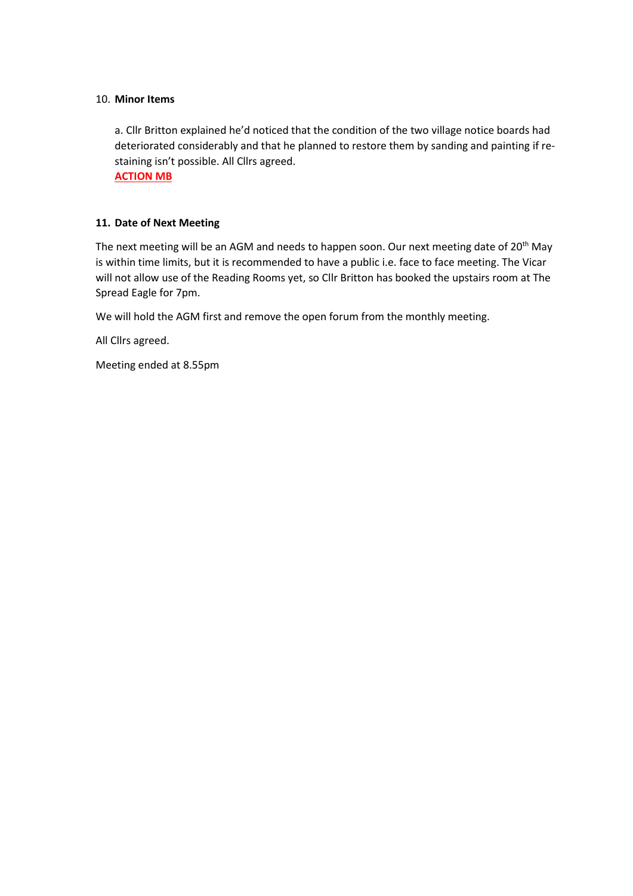10. **Minor Items**

    a. Cllr Britton explained he'd noticed that the condition of the two village notice boards had deteriorated considerably and that he planned to restore them by sanding and painting if re-staining isn't possible. All Cllrs agreed.
    **ACTION MB**

**11. Date of Next Meeting**

The next meeting will be an AGM and needs to happen soon. Our next meeting date of 20th May is within time limits, but it is recommended to have a public i.e. face to face meeting. The Vicar will not allow use of the Reading Rooms yet, so Cllr Britton has booked the upstairs room at The Spread Eagle for 7pm.

We will hold the AGM first and remove the open forum from the monthly meeting.

All Cllrs agreed.

Meeting ended at 8.55pm